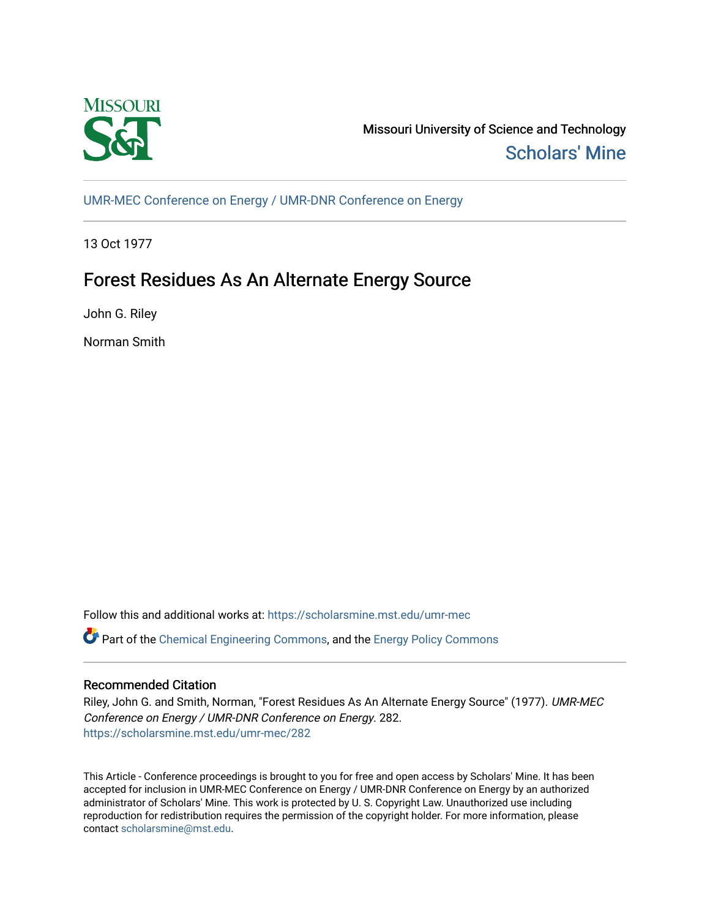Missouri University of Science and Technology

Scholars' Mine

UMR-MEC Conference on Energy / UMR-DNR Conference on Energy

13 Oct 1977

# Forest Residues As An Alternate Energy Source

John G. Riley

Norman Smith

Follow this and additional works at: https://scholarsmine.mst.edu/umr-mec

Part of the Chemical Engineering Commons, and the Energy Policy Commons

## Recommended Citation

Riley, John G. and Smith, Norman, "Forest Residues As An Alternate Energy Source" (1977). *UMR-MEC Conference on Energy / UMR-DNR Conference on Energy*. 282.
https://scholarsmine.mst.edu/umr-mec/282

This Article - Conference proceedings is brought to you for free and open access by Scholars' Mine. It has been accepted for inclusion in UMR-MEC Conference on Energy / UMR-DNR Conference on Energy by an authorized administrator of Scholars' Mine. This work is protected by U. S. Copyright Law. Unauthorized use including reproduction for redistribution requires the permission of the copyright holder. For more information, please contact scholarsmine@mst.edu.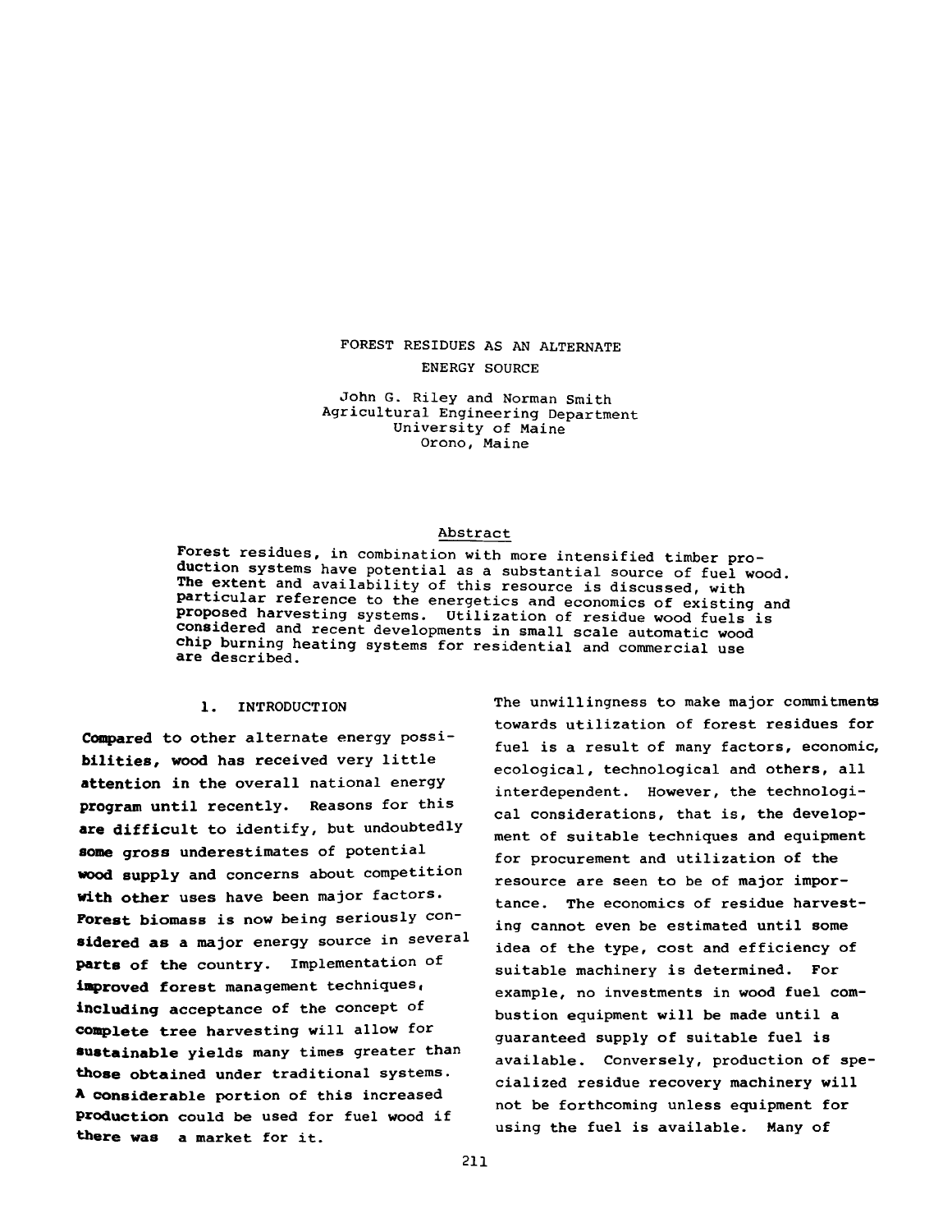# FOREST RESIDUES AS AN ALTERNATE ENERGY SOURCE

John G. Riley and Norman Smith
Agricultural Engineering Department
University of Maine
Orono, Maine

## Abstract

Forest residues, in combination with more intensified timber production systems have potential as a substantial source of fuel wood. The extent and availability of this resource is discussed, with particular reference to the energetics and economics of existing and proposed harvesting systems. Utilization of residue wood fuels is considered and recent developments in small scale automatic wood chip burning heating systems for residential and commercial use are described.

## 1. INTRODUCTION

Compared to other alternate energy possibilities, wood has received very little attention in the overall national energy program until recently. Reasons for this are difficult to identify, but undoubtedly some gross underestimates of potential wood supply and concerns about competition with other uses have been major factors. Forest biomass is now being seriously considered as a major energy source in several parts of the country. Implementation of improved forest management techniques, including acceptance of the concept of complete tree harvesting will allow for sustainable yields many times greater than those obtained under traditional systems. A considerable portion of this increased production could be used for fuel wood if there was a market for it.

The unwillingness to make major commitments towards utilization of forest residues for fuel is a result of many factors, economic, ecological, technological and others, all interdependent. However, the technological considerations, that is, the development of suitable techniques and equipment for procurement and utilization of the resource are seen to be of major importance. The economics of residue harvesting cannot even be estimated until some idea of the type, cost and efficiency of suitable machinery is determined. For example, no investments in wood fuel combustion equipment will be made until a guaranteed supply of suitable fuel is available. Conversely, production of specialized residue recovery machinery will not be forthcoming unless equipment for using the fuel is available. Many of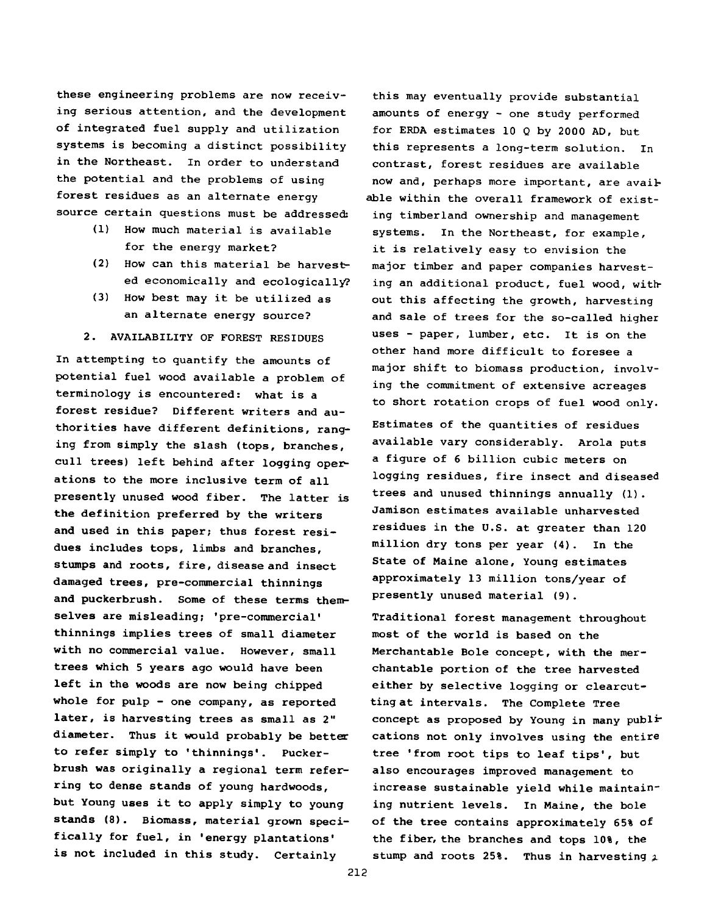these engineering problems are now receiving serious attention, and the development of integrated fuel supply and utilization systems is becoming a distinct possibility in the Northeast. In order to understand the potential and the problems of using forest residues as an alternate energy source certain questions must be addressed:

(1) How much material is available for the energy market?
(2) How can this material be harvested economically and ecologically?
(3) How best may it be utilized as an alternate energy source?

## 2. AVAILABILITY OF FOREST RESIDUES

In attempting to quantify the amounts of potential fuel wood available a problem of terminology is encountered: what is a forest residue? Different writers and authorities have different definitions, ranging from simply the slash (tops, branches, cull trees) left behind after logging operations to the more inclusive term of all presently unused wood fiber. The latter is the definition preferred by the writers and used in this paper; thus forest residues includes tops, limbs and branches, stumps and roots, fire, disease and insect damaged trees, pre-commercial thinnings and puckerbrush. Some of these terms themselves are misleading; 'pre-commercial' thinnings implies trees of small diameter with no commercial value. However, small trees which 5 years ago would have been left in the woods are now being chipped whole for pulp - one company, as reported later, is harvesting trees as small as 2" diameter. Thus it would probably be better to refer simply to 'thinnings'. Puckerbrush was originally a regional term referring to dense stands of young hardwoods, but Young uses it to apply simply to young stands (8). Biomass, material grown specifically for fuel, in 'energy plantations' is not included in this study. Certainly this may eventually provide substantial amounts of energy - one study performed for ERDA estimates 10 Q by 2000 AD, but this represents a long-term solution. In contrast, forest residues are available now and, perhaps more important, are available within the overall framework of existing timberland ownership and management systems. In the Northeast, for example, it is relatively easy to envision the major timber and paper companies harvesting an additional product, fuel wood, without this affecting the growth, harvesting and sale of trees for the so-called higher uses - paper, lumber, etc. It is on the other hand more difficult to foresee a major shift to biomass production, involving the commitment of extensive acreages to short rotation crops of fuel wood only.

Estimates of the quantities of residues available vary considerably. Arola puts a figure of 6 billion cubic meters on logging residues, fire insect and diseased trees and unused thinnings annually (1). Jamison estimates available unharvested residues in the U.S. at greater than 120 million dry tons per year (4). In the State of Maine alone, Young estimates approximately 13 million tons/year of presently unused material (9).

Traditional forest management throughout most of the world is based on the Merchantable Bole concept, with the merchantable portion of the tree harvested either by selective logging or clearcutting at intervals. The Complete Tree concept as proposed by Young in many publications not only involves using the entire tree 'from root tips to leaf tips', but also encourages improved management to increase sustainable yield while maintaining nutrient levels. In Maine, the bole of the tree contains approximately 65% of the fiber, the branches and tops 10%, the stump and roots 25%. Thus in harvesting a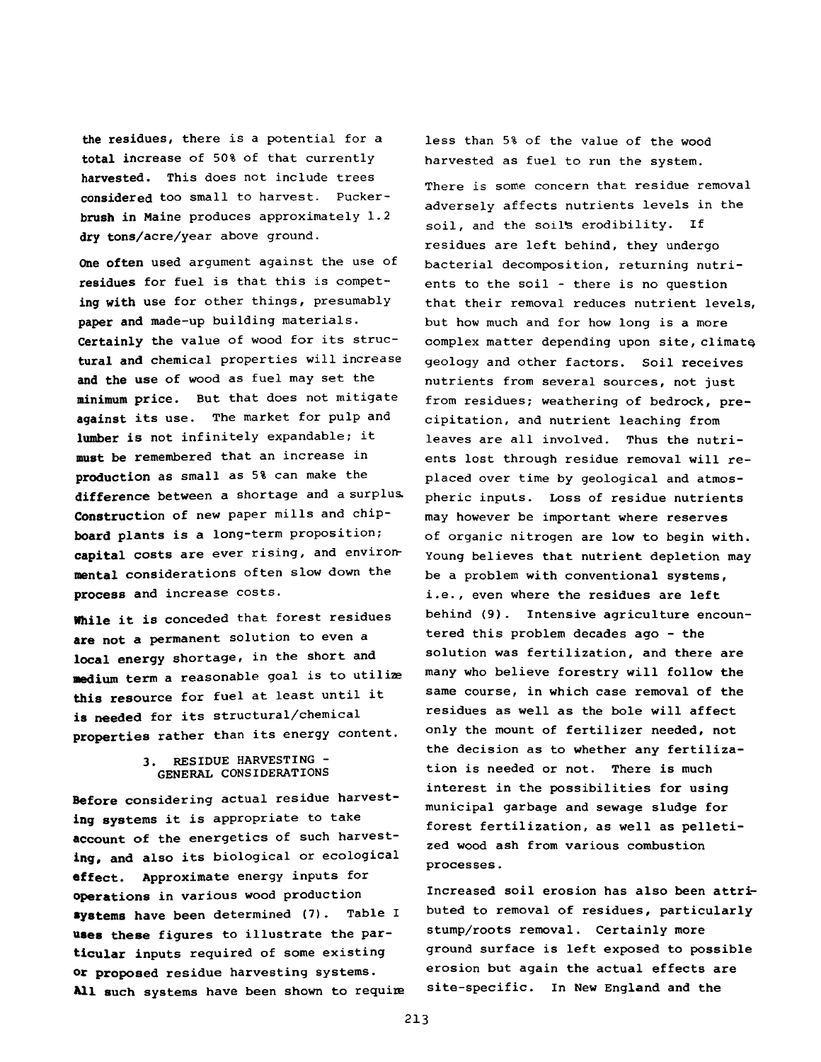the residues, there is a potential for a total increase of 50% of that currently harvested. This does not include trees considered too small to harvest. Pucker-brush in Maine produces approximately 1.2 dry tons/acre/year above ground.

One often used argument against the use of residues for fuel is that this is competing with use for other things, presumably paper and made-up building materials. Certainly the value of wood for its structural and chemical properties will increase and the use of wood as fuel may set the minimum price. But that does not mitigate against its use. The market for pulp and lumber is not infinitely expandable; it must be remembered that an increase in production as small as 5% can make the difference between a shortage and a surplus. Construction of new paper mills and chipboard plants is a long-term proposition; capital costs are ever rising, and environmental considerations often slow down the process and increase costs.

While it is conceded that forest residues are not a permanent solution to even a local energy shortage, in the short and medium term a reasonable goal is to utilize this resource for fuel at least until it is needed for its structural/chemical properties rather than its energy content.

## 3. RESIDUE HARVESTING - GENERAL CONSIDERATIONS

Before considering actual residue harvesting systems it is appropriate to take account of the energetics of such harvesting, and also its biological or ecological effect. Approximate energy inputs for operations in various wood production systems have been determined (7). Table I uses these figures to illustrate the particular inputs required of some existing or proposed residue harvesting systems. All such systems have been shown to require less than 5% of the value of the wood harvested as fuel to run the system.

There is some concern that residue removal adversely affects nutrients levels in the soil, and the soil's erodibility. If residues are left behind, they undergo bacterial decomposition, returning nutrients to the soil - there is no question that their removal reduces nutrient levels, but how much and for how long is a more complex matter depending upon site, climate, geology and other factors. Soil receives nutrients from several sources, not just from residues; weathering of bedrock, precipitation, and nutrient leaching from leaves are all involved. Thus the nutrients lost through residue removal will replaced over time by geological and atmospheric inputs. Loss of residue nutrients may however be important where reserves of organic nitrogen are low to begin with. Young believes that nutrient depletion may be a problem with conventional systems, i.e., even where the residues are left behind (9). Intensive agriculture encountered this problem decades ago - the solution was fertilization, and there are many who believe forestry will follow the same course, in which case removal of the residues as well as the bole will affect only the mount of fertilizer needed, not the decision as to whether any fertilization is needed or not. There is much interest in the possibilities for using municipal garbage and sewage sludge for forest fertilization, as well as pelletized wood ash from various combustion processes.

Increased soil erosion has also been attributed to removal of residues, particularly stump/roots removal. Certainly more ground surface is left exposed to possible erosion but again the actual effects are site-specific. In New England and the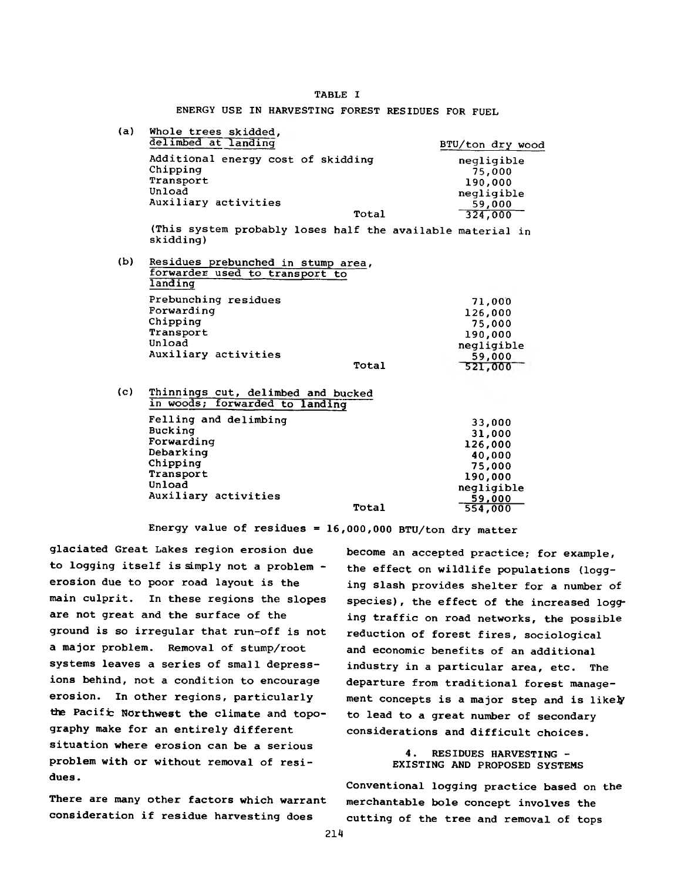TABLE I

ENERGY USE IN HARVESTING FOREST RESIDUES FOR FUEL

**(a) Whole trees skidded, delimbed at landing**

| | BTU/ton dry wood |
|---|---|
| Additional energy cost of skidding | negligible |
| Chipping | 75,000 |
| Transport | 190,000 |
| Unload | negligible |
| Auxiliary activities | 59,000 |
| Total | 324,000 |

(This system probably loses half the available material in skidding)

**(b) Residues prebunched in stump area, forwarder used to transport to landing**

| | BTU/ton dry wood |
|---|---|
| Prebunching residues | 71,000 |
| Forwarding | 126,000 |
| Chipping | 75,000 |
| Transport | 190,000 |
| Unload | negligible |
| Auxiliary activities | 59,000 |
| Total | 521,000 |

**(c) Thinnings cut, delimbed and bucked in woods; forwarded to landing**

| | BTU/ton dry wood |
|---|---|
| Felling and delimbing | 33,000 |
| Bucking | 31,000 |
| Forwarding | 126,000 |
| Debarking | 40,000 |
| Chipping | 75,000 |
| Transport | 190,000 |
| Unload | negligible |
| Auxiliary activities | 59,000 |
| Total | 554,000 |

Energy value of residues = 16,000,000 BTU/ton dry matter

glaciated Great Lakes region erosion due to logging itself is simply not a problem - erosion due to poor road layout is the main culprit. In these regions the slopes are not great and the surface of the ground is so irregular that run-off is not a major problem. Removal of stump/root systems leaves a series of small depressions behind, not a condition to encourage erosion. In other regions, particularly the Pacific Northwest the climate and topography make for an entirely different situation where erosion can be a serious problem with or without removal of residues.

There are many other factors which warrant consideration if residue harvesting does become an accepted practice; for example, the effect on wildlife populations (logging slash provides shelter for a number of species), the effect of the increased logging traffic on road networks, the possible reduction of forest fires, sociological and economic benefits of an additional industry in a particular area, etc. The departure from traditional forest management concepts is a major step and is likely to lead to a great number of secondary considerations and difficult choices.

## 4. RESIDUES HARVESTING - EXISTING AND PROPOSED SYSTEMS

Conventional logging practice based on the merchantable bole concept involves the cutting of the tree and removal of tops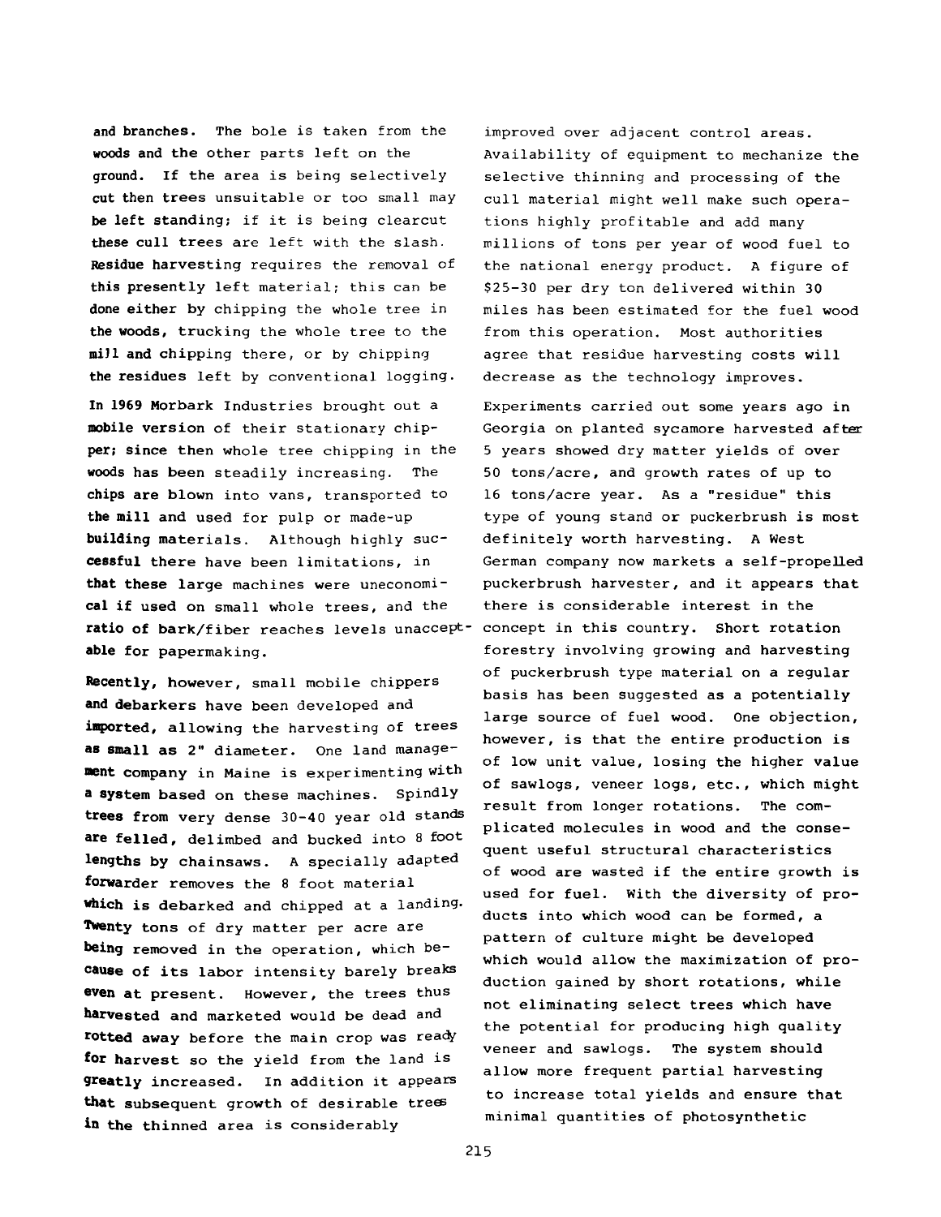and branches. The bole is taken from the woods and the other parts left on the ground. If the area is being selectively cut then trees unsuitable or too small may be left standing; if it is being clearcut these cull trees are left with the slash. Residue harvesting requires the removal of this presently left material; this can be done either by chipping the whole tree in the woods, trucking the whole tree to the mill and chipping there, or by chipping the residues left by conventional logging.

In 1969 Morbark Industries brought out a mobile version of their stationary chipper; since then whole tree chipping in the woods has been steadily increasing. The chips are blown into vans, transported to the mill and used for pulp or made-up building materials. Although highly successful there have been limitations, in that these large machines were uneconomical if used on small whole trees, and the ratio of bark/fiber reaches levels unacceptable for papermaking.

Recently, however, small mobile chippers and debarkers have been developed and imported, allowing the harvesting of trees as small as 2" diameter. One land management company in Maine is experimenting with a system based on these machines. Spindly trees from very dense 30-40 year old stands are felled, delimbed and bucked into 8 foot lengths by chainsaws. A specially adapted forwarder removes the 8 foot material which is debarked and chipped at a landing. Twenty tons of dry matter per acre are being removed in the operation, which because of its labor intensity barely breaks even at present. However, the trees thus harvested and marketed would be dead and rotted away before the main crop was ready for harvest so the yield from the land is greatly increased. In addition it appears that subsequent growth of desirable trees in the thinned area is considerably improved over adjacent control areas. Availability of equipment to mechanize the selective thinning and processing of the cull material might well make such operations highly profitable and add many millions of tons per year of wood fuel to the national energy product. A figure of \$25-30 per dry ton delivered within 30 miles has been estimated for the fuel wood from this operation. Most authorities agree that residue harvesting costs will decrease as the technology improves.

Experiments carried out some years ago in Georgia on planted sycamore harvested after 5 years showed dry matter yields of over 50 tons/acre, and growth rates of up to 16 tons/acre year. As a "residue" this type of young stand or puckerbrush is most definitely worth harvesting. A West German company now markets a self-propelled puckerbrush harvester, and it appears that there is considerable interest in the concept in this country. Short rotation forestry involving growing and harvesting of puckerbrush type material on a regular basis has been suggested as a potentially large source of fuel wood. One objection, however, is that the entire production is of low unit value, losing the higher value of sawlogs, veneer logs, etc., which might result from longer rotations. The complicated molecules in wood and the consequent useful structural characteristics of wood are wasted if the entire growth is used for fuel. With the diversity of products into which wood can be formed, a pattern of culture might be developed which would allow the maximization of production gained by short rotations, while not eliminating select trees which have the potential for producing high quality veneer and sawlogs. The system should allow more frequent partial harvesting to increase total yields and ensure that minimal quantities of photosynthetic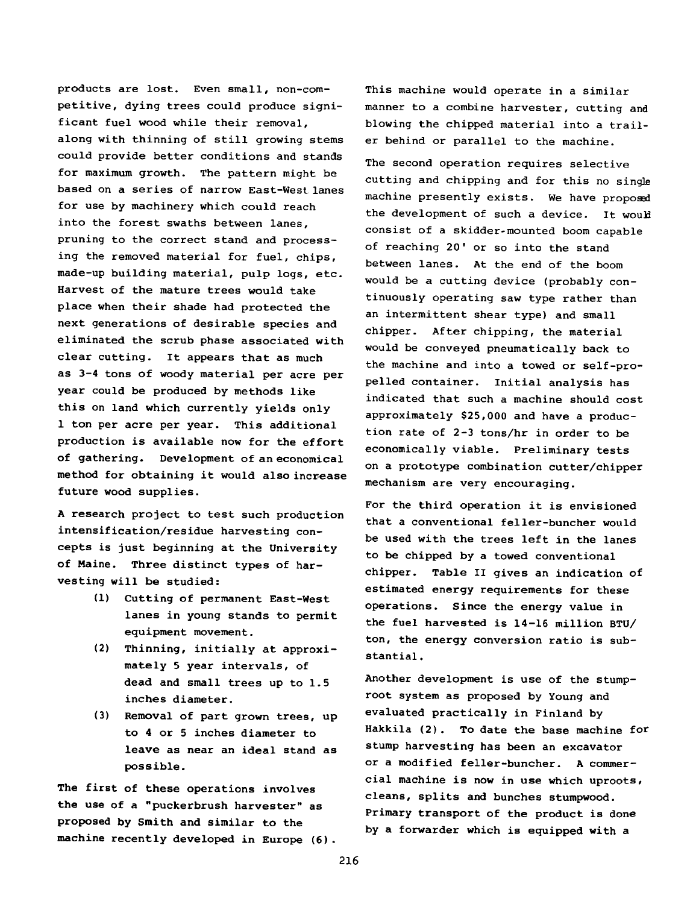products are lost. Even small, non-competitive, dying trees could produce significant fuel wood while their removal, along with thinning of still growing stems could provide better conditions and stands for maximum growth. The pattern might be based on a series of narrow East-West lanes for use by machinery which could reach into the forest swaths between lanes, pruning to the correct stand and processing the removed material for fuel, chips, made-up building material, pulp logs, etc. Harvest of the mature trees would take place when their shade had protected the next generations of desirable species and eliminated the scrub phase associated with clear cutting. It appears that as much as 3-4 tons of woody material per acre per year could be produced by methods like this on land which currently yields only 1 ton per acre per year. This additional production is available now for the effort of gathering. Development of an economical method for obtaining it would also increase future wood supplies.

A research project to test such production intensification/residue harvesting concepts is just beginning at the University of Maine. Three distinct types of harvesting will be studied:

(1) Cutting of permanent East-West lanes in young stands to permit equipment movement.

(2) Thinning, initially at approximately 5 year intervals, of dead and small trees up to 1.5 inches diameter.

(3) Removal of part grown trees, up to 4 or 5 inches diameter to leave as near an ideal stand as possible.

The first of these operations involves the use of a "puckerbrush harvester" as proposed by Smith and similar to the machine recently developed in Europe (6). This machine would operate in a similar manner to a combine harvester, cutting and blowing the chipped material into a trailer behind or parallel to the machine.

The second operation requires selective cutting and chipping and for this no single machine presently exists. We have proposed the development of such a device. It would consist of a skidder-mounted boom capable of reaching 20' or so into the stand between lanes. At the end of the boom would be a cutting device (probably continuously operating saw type rather than an intermittent shear type) and small chipper. After chipping, the material would be conveyed pneumatically back to the machine and into a towed or self-propelled container. Initial analysis has indicated that such a machine should cost approximately $25,000 and have a production rate of 2-3 tons/hr in order to be economically viable. Preliminary tests on a prototype combination cutter/chipper mechanism are very encouraging.

For the third operation it is envisioned that a conventional feller-buncher would be used with the trees left in the lanes to be chipped by a towed conventional chipper. Table II gives an indication of estimated energy requirements for these operations. Since the energy value in the fuel harvested is 14-16 million BTU/ton, the energy conversion ratio is substantial.

Another development is use of the stump-root system as proposed by Young and evaluated practically in Finland by Hakkila (2). To date the base machine for stump harvesting has been an excavator or a modified feller-buncher. A commercial machine is now in use which uproots, cleans, splits and bunches stumpwood. Primary transport of the product is done by a forwarder which is equipped with a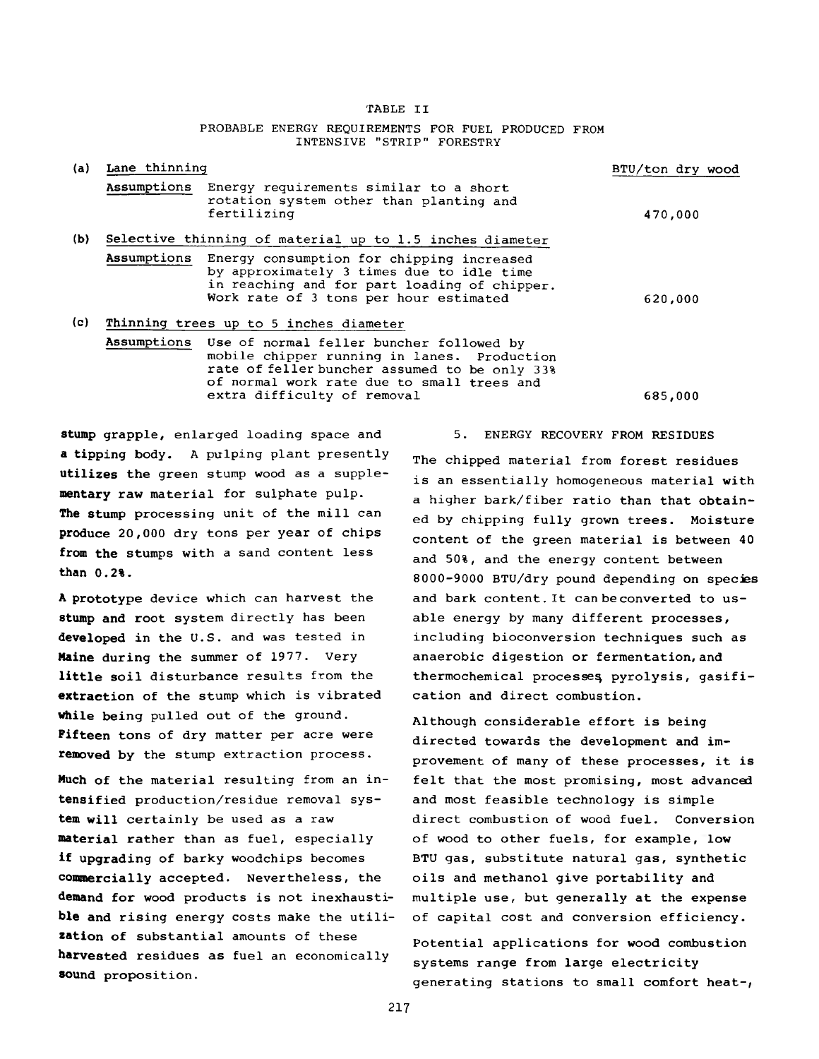TABLE II

PROBABLE ENERGY REQUIREMENTS FOR FUEL PRODUCED FROM INTENSIVE "STRIP" FORESTRY

| | | BTU/ton dry wood |
|---|---|---|
| (a) Lane thinning | | |
| Assumptions | Energy requirements similar to a short rotation system other than planting and fertilizing | 470,000 |
| (b) Selective thinning of material up to 1.5 inches diameter | | |
| Assumptions | Energy consumption for chipping increased by approximately 3 times due to idle time in reaching and for part loading of chipper. Work rate of 3 tons per hour estimated | 620,000 |
| (c) Thinning trees up to 5 inches diameter | | |
| Assumptions | Use of normal feller buncher followed by mobile chipper running in lanes. Production rate of feller buncher assumed to be only 33% of normal work rate due to small trees and extra difficulty of removal | 685,000 |

stump grapple, enlarged loading space and a tipping body. A pulping plant presently utilizes the green stump wood as a supplementary raw material for sulphate pulp. The stump processing unit of the mill can produce 20,000 dry tons per year of chips from the stumps with a sand content less than 0.2%.

A prototype device which can harvest the stump and root system directly has been developed in the U.S. and was tested in Maine during the summer of 1977. Very little soil disturbance results from the extraction of the stump which is vibrated while being pulled out of the ground. Fifteen tons of dry matter per acre were removed by the stump extraction process.

Much of the material resulting from an intensified production/residue removal system will certainly be used as a raw material rather than as fuel, especially if upgrading of barky woodchips becomes commercially accepted. Nevertheless, the demand for wood products is not inexhaustible and rising energy costs make the utilization of substantial amounts of these harvested residues as fuel an economically sound proposition.

## 5. ENERGY RECOVERY FROM RESIDUES

The chipped material from forest residues is an essentially homogeneous material with a higher bark/fiber ratio than that obtained by chipping fully grown trees. Moisture content of the green material is between 40 and 50%, and the energy content between 8000-9000 BTU/dry pound depending on species and bark content. It can be converted to usable energy by many different processes, including bioconversion techniques such as anaerobic digestion or fermentation, and thermochemical processes, pyrolysis, gasification and direct combustion.

Although considerable effort is being directed towards the development and improvement of many of these processes, it is felt that the most promising, most advanced and most feasible technology is simple direct combustion of wood fuel. Conversion of wood to other fuels, for example, low BTU gas, substitute natural gas, synthetic oils and methanol give portability and multiple use, but generally at the expense of capital cost and conversion efficiency.

Potential applications for wood combustion systems range from large electricity generating stations to small comfort heat-,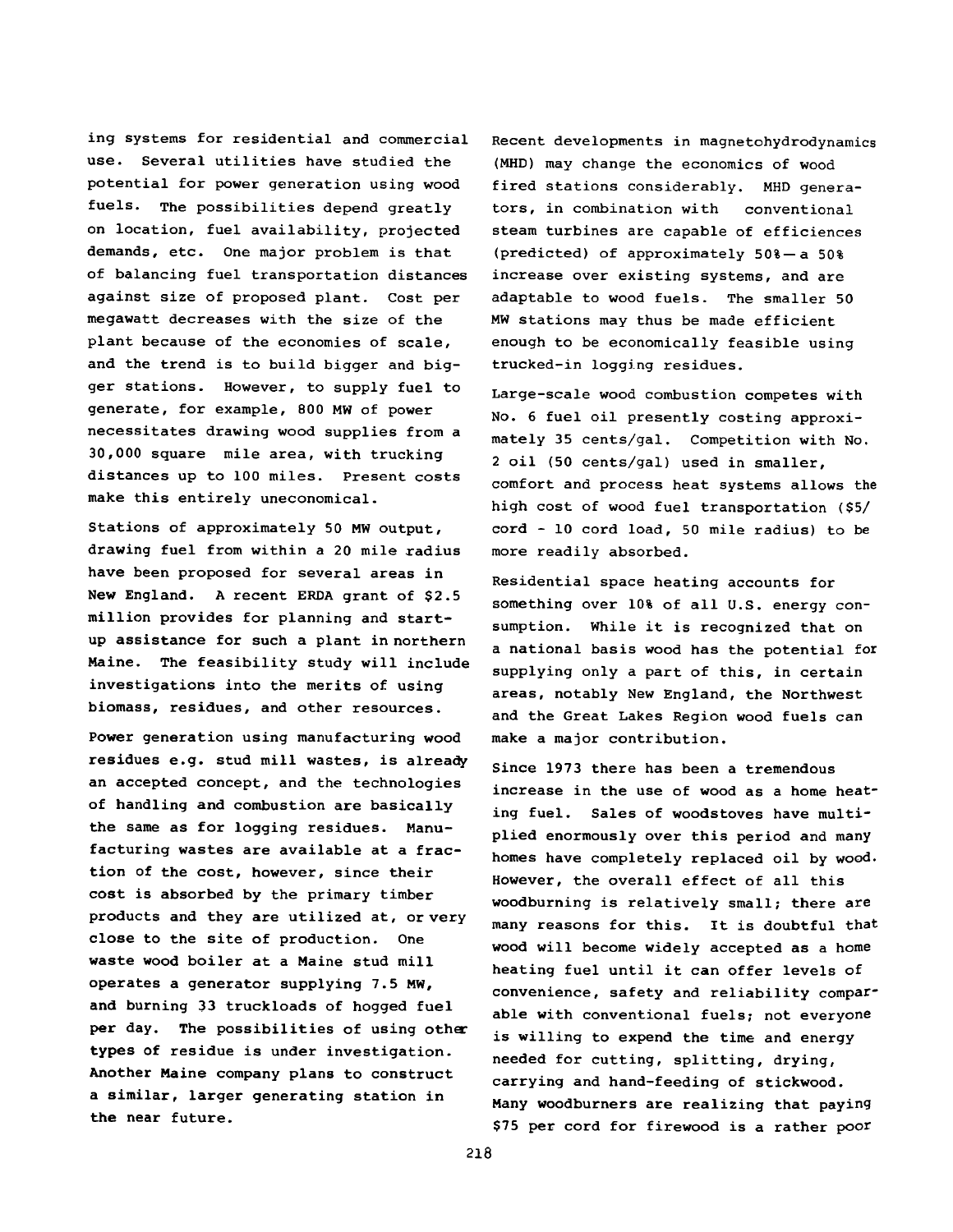ing systems for residential and commercial use. Several utilities have studied the potential for power generation using wood fuels. The possibilities depend greatly on location, fuel availability, projected demands, etc. One major problem is that of balancing fuel transportation distances against size of proposed plant. Cost per megawatt decreases with the size of the plant because of the economies of scale, and the trend is to build bigger and bigger stations. However, to supply fuel to generate, for example, 800 MW of power necessitates drawing wood supplies from a 30,000 square mile area, with trucking distances up to 100 miles. Present costs make this entirely uneconomical.

Stations of approximately 50 MW output, drawing fuel from within a 20 mile radius have been proposed for several areas in New England. A recent ERDA grant of $2.5 million provides for planning and start-up assistance for such a plant in northern Maine. The feasibility study will include investigations into the merits of using biomass, residues, and other resources.

Power generation using manufacturing wood residues e.g. stud mill wastes, is already an accepted concept, and the technologies of handling and combustion are basically the same as for logging residues. Manufacturing wastes are available at a fraction of the cost, however, since their cost is absorbed by the primary timber products and they are utilized at, or very close to the site of production. One waste wood boiler at a Maine stud mill operates a generator supplying 7.5 MW, and burning 33 truckloads of hogged fuel per day. The possibilities of using other types of residue is under investigation. Another Maine company plans to construct a similar, larger generating station in the near future.

Recent developments in magnetohydrodynamics (MHD) may change the economics of wood fired stations considerably. MHD generators, in combination with conventional steam turbines are capable of efficiences (predicted) of approximately 50%—a 50% increase over existing systems, and are adaptable to wood fuels. The smaller 50 MW stations may thus be made efficient enough to be economically feasible using trucked-in logging residues.

Large-scale wood combustion competes with No. 6 fuel oil presently costing approximately 35 cents/gal. Competition with No. 2 oil (50 cents/gal) used in smaller, comfort and process heat systems allows the high cost of wood fuel transportation ($5/cord - 10 cord load, 50 mile radius) to be more readily absorbed.

Residential space heating accounts for something over 10% of all U.S. energy consumption. While it is recognized that on a national basis wood has the potential for supplying only a part of this, in certain areas, notably New England, the Northwest and the Great Lakes Region wood fuels can make a major contribution.

Since 1973 there has been a tremendous increase in the use of wood as a home heating fuel. Sales of woodstoves have multiplied enormously over this period and many homes have completely replaced oil by wood. However, the overall effect of all this woodburning is relatively small; there are many reasons for this. It is doubtful that wood will become widely accepted as a home heating fuel until it can offer levels of convenience, safety and reliability comparable with conventional fuels; not everyone is willing to expend the time and energy needed for cutting, splitting, drying, carrying and hand-feeding of stickwood. Many woodburners are realizing that paying $75 per cord for firewood is a rather poor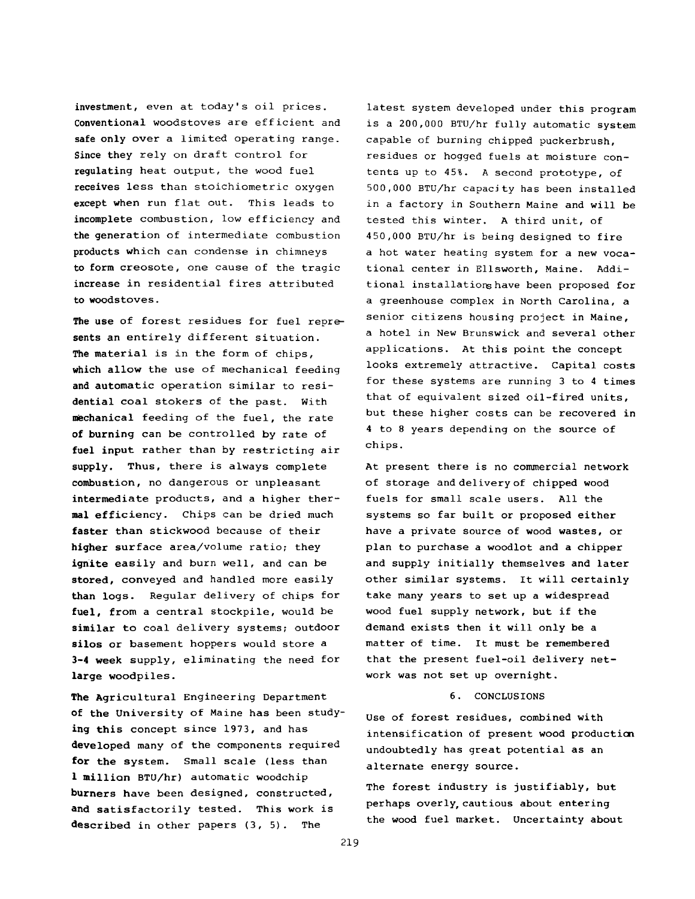investment, even at today's oil prices. Conventional woodstoves are efficient and safe only over a limited operating range. Since they rely on draft control for regulating heat output, the wood fuel receives less than stoichiometric oxygen except when run flat out. This leads to incomplete combustion, low efficiency and the generation of intermediate combustion products which can condense in chimneys to form creosote, one cause of the tragic increase in residential fires attributed to woodstoves.

The use of forest residues for fuel represents an entirely different situation. The material is in the form of chips, which allow the use of mechanical feeding and automatic operation similar to residential coal stokers of the past. With mechanical feeding of the fuel, the rate of burning can be controlled by rate of fuel input rather than by restricting air supply. Thus, there is always complete combustion, no dangerous or unpleasant intermediate products, and a higher thermal efficiency. Chips can be dried much faster than stickwood because of their higher surface area/volume ratio; they ignite easily and burn well, and can be stored, conveyed and handled more easily than logs. Regular delivery of chips for fuel, from a central stockpile, would be similar to coal delivery systems; outdoor silos or basement hoppers would store a 3-4 week supply, eliminating the need for large woodpiles.

The Agricultural Engineering Department of the University of Maine has been studying this concept since 1973, and has developed many of the components required for the system. Small scale (less than 1 million BTU/hr) automatic woodchip burners have been designed, constructed, and satisfactorily tested. This work is described in other papers (3, 5). The latest system developed under this program is a 200,000 BTU/hr fully automatic system capable of burning chipped puckerbrush, residues or hogged fuels at moisture contents up to 45%. A second prototype, of 500,000 BTU/hr capacity has been installed in a factory in Southern Maine and will be tested this winter. A third unit, of 450,000 BTU/hr is being designed to fire a hot water heating system for a new vocational center in Ellsworth, Maine. Additional installations have been proposed for a greenhouse complex in North Carolina, a senior citizens housing project in Maine, a hotel in New Brunswick and several other applications. At this point the concept looks extremely attractive. Capital costs for these systems are running 3 to 4 times that of equivalent sized oil-fired units, but these higher costs can be recovered in 4 to 8 years depending on the source of chips.

At present there is no commercial network of storage and delivery of chipped wood fuels for small scale users. All the systems so far built or proposed either have a private source of wood wastes, or plan to purchase a woodlot and a chipper and supply initially themselves and later other similar systems. It will certainly take many years to set up a widespread wood fuel supply network, but if the demand exists then it will only be a matter of time. It must be remembered that the present fuel-oil delivery network was not set up overnight.

## 6. CONCLUSIONS

Use of forest residues, combined with intensification of present wood production undoubtedly has great potential as an alternate energy source.

The forest industry is justifiably, but perhaps overly, cautious about entering the wood fuel market. Uncertainty about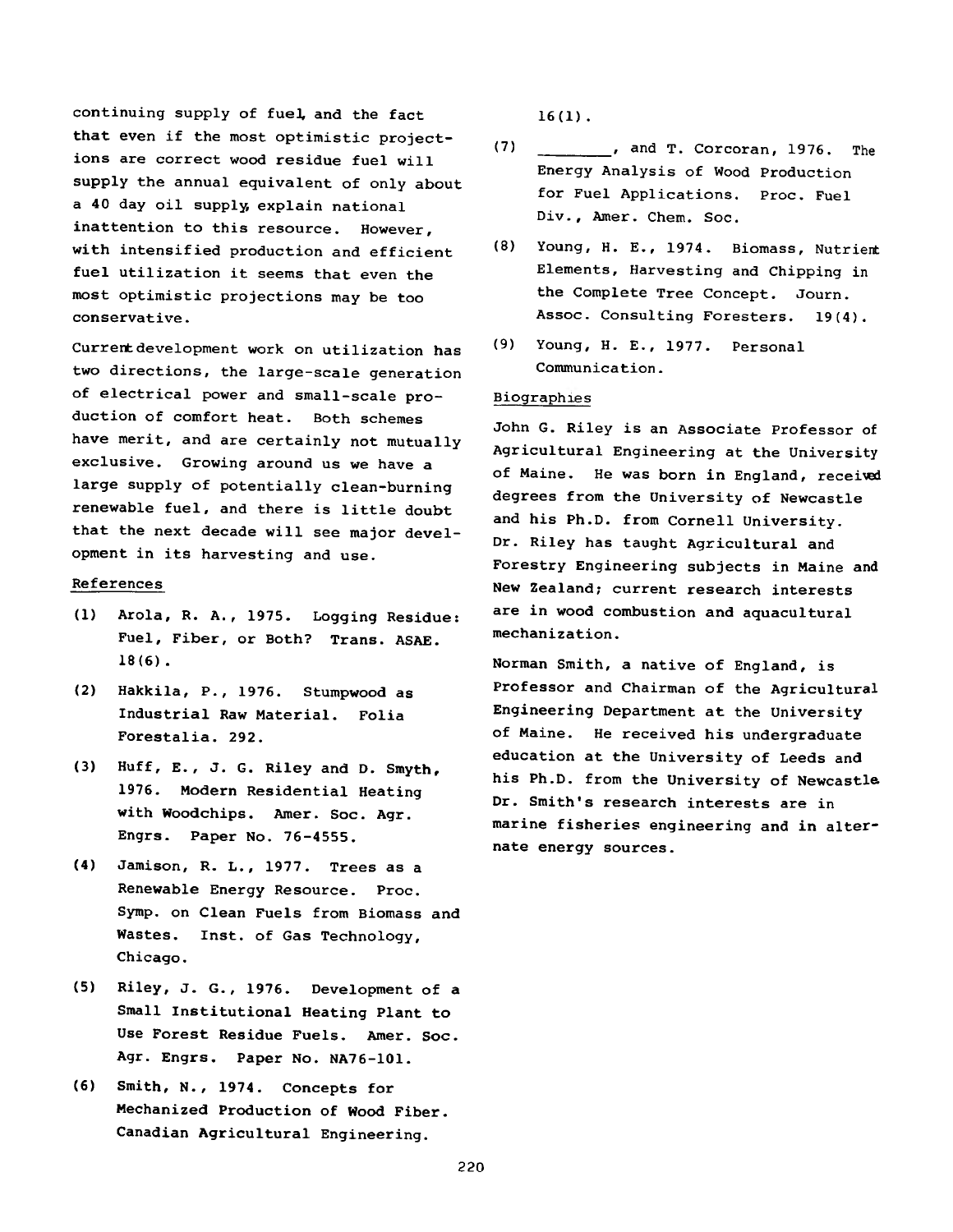continuing supply of fuel, and the fact that even if the most optimistic projections are correct wood residue fuel will supply the annual equivalent of only about a 40 day oil supply, explain national inattention to this resource. However, with intensified production and efficient fuel utilization it seems that even the most optimistic projections may be too conservative.

Current development work on utilization has two directions, the large-scale generation of electrical power and small-scale production of comfort heat. Both schemes have merit, and are certainly not mutually exclusive. Growing around us we have a large supply of potentially clean-burning renewable fuel, and there is little doubt that the next decade will see major development in its harvesting and use.

## References

(1) Arola, R. A., 1975. Logging Residue: Fuel, Fiber, or Both? Trans. ASAE. 18(6).

(2) Hakkila, P., 1976. Stumpwood as Industrial Raw Material. Folia Forestalia. 292.

(3) Huff, E., J. G. Riley and D. Smyth, 1976. Modern Residential Heating with Woodchips. Amer. Soc. Agr. Engrs. Paper No. 76-4555.

(4) Jamison, R. L., 1977. Trees as a Renewable Energy Resource. Proc. Symp. on Clean Fuels from Biomass and Wastes. Inst. of Gas Technology, Chicago.

(5) Riley, J. G., 1976. Development of a Small Institutional Heating Plant to Use Forest Residue Fuels. Amer. Soc. Agr. Engrs. Paper No. NA76-101.

(6) Smith, N., 1974. Concepts for Mechanized Production of Wood Fiber. Canadian Agricultural Engineering. 16(1).

(7) ________, and T. Corcoran, 1976. The Energy Analysis of Wood Production for Fuel Applications. Proc. Fuel Div., Amer. Chem. Soc.

(8) Young, H. E., 1974. Biomass, Nutrient Elements, Harvesting and Chipping in the Complete Tree Concept. Journ. Assoc. Consulting Foresters. 19(4).

(9) Young, H. E., 1977. Personal Communication.

## Biographies

John G. Riley is an Associate Professor of Agricultural Engineering at the University of Maine. He was born in England, received degrees from the University of Newcastle and his Ph.D. from Cornell University. Dr. Riley has taught Agricultural and Forestry Engineering subjects in Maine and New Zealand; current research interests are in wood combustion and aquacultural mechanization.

Norman Smith, a native of England, is Professor and Chairman of the Agricultural Engineering Department at the University of Maine. He received his undergraduate education at the University of Leeds and his Ph.D. from the University of Newcastle. Dr. Smith's research interests are in marine fisheries engineering and in alternate energy sources.